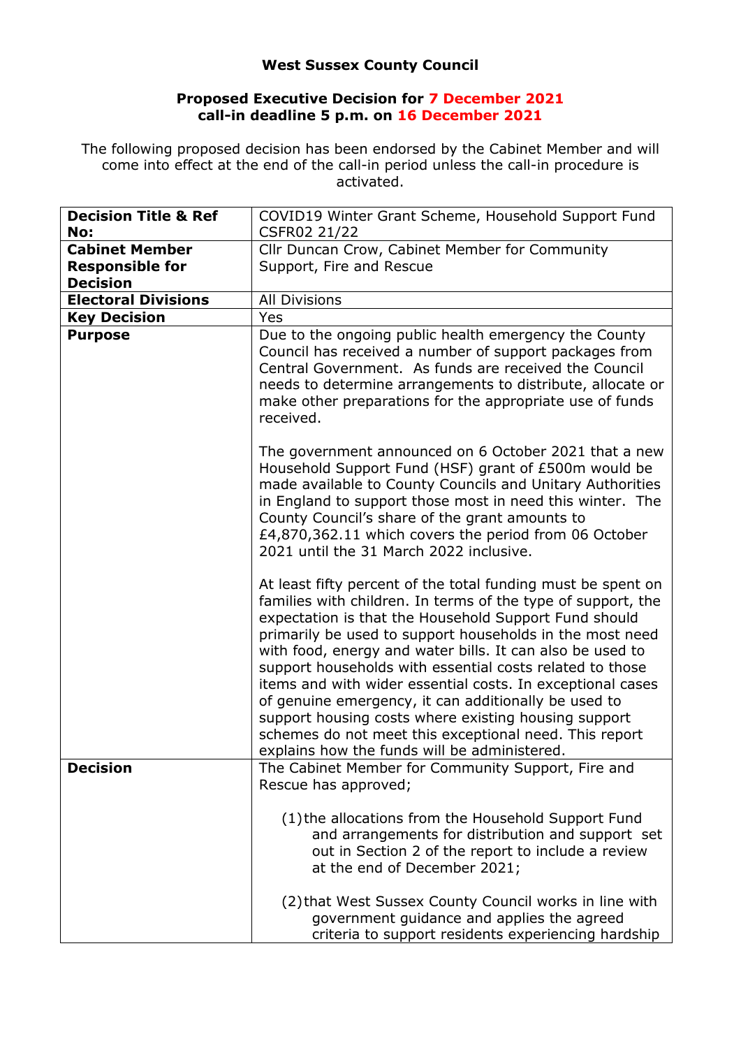**West Sussex County Council**

**Proposed Executive Decision for 7 December 2021**
**call-in deadline 5 p.m. on 16 December 2021**

The following proposed decision has been endorsed by the Cabinet Member and will come into effect at the end of the call-in period unless the call-in procedure is activated.

| | |
|---|---|
| **Decision Title & Ref No:** | COVID19 Winter Grant Scheme, Household Support Fund CSFR02 21/22 |
| **Cabinet Member Responsible for Decision** | Cllr Duncan Crow, Cabinet Member for Community Support, Fire and Rescue |
| **Electoral Divisions** | All Divisions |
| **Key Decision** | Yes |
| **Purpose** | Due to the ongoing public health emergency the County Council has received a number of support packages from Central Government. As funds are received the Council needs to determine arrangements to distribute, allocate or make other preparations for the appropriate use of funds received.<br><br>The government announced on 6 October 2021 that a new Household Support Fund (HSF) grant of £500m would be made available to County Councils and Unitary Authorities in England to support those most in need this winter. The County Council's share of the grant amounts to £4,870,362.11 which covers the period from 06 October 2021 until the 31 March 2022 inclusive.<br><br>At least fifty percent of the total funding must be spent on families with children. In terms of the type of support, the expectation is that the Household Support Fund should primarily be used to support households in the most need with food, energy and water bills. It can also be used to support households with essential costs related to those items and with wider essential costs. In exceptional cases of genuine emergency, it can additionally be used to support housing costs where existing housing support schemes do not meet this exceptional need. This report explains how the funds will be administered. |
| **Decision** | The Cabinet Member for Community Support, Fire and Rescue has approved;<br><br>(1) the allocations from the Household Support Fund and arrangements for distribution and support set out in Section 2 of the report to include a review at the end of December 2021;<br><br>(2) that West Sussex County Council works in line with government guidance and applies the agreed criteria to support residents experiencing hardship |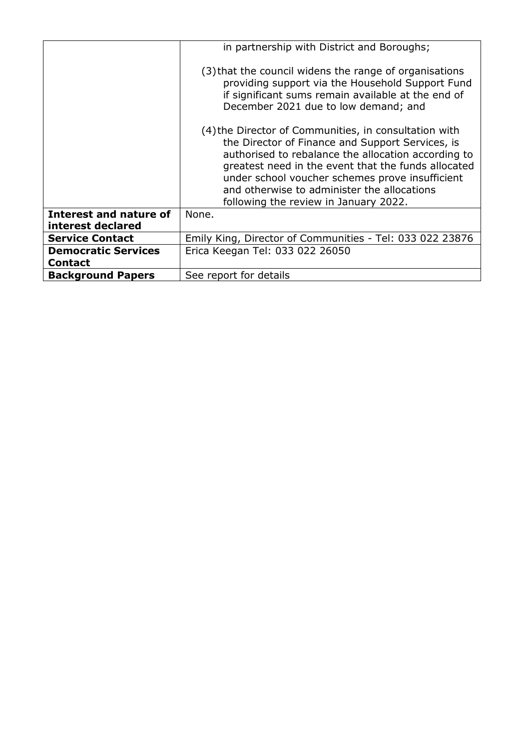| | |
|---|---|
| | in partnership with District and Boroughs;<br><br>(3) that the council widens the range of organisations providing support via the Household Support Fund if significant sums remain available at the end of December 2021 due to low demand; and<br><br>(4) the Director of Communities, in consultation with the Director of Finance and Support Services, is authorised to rebalance the allocation according to greatest need in the event that the funds allocated under school voucher schemes prove insufficient and otherwise to administer the allocations following the review in January 2022. |
| **Interest and nature of interest declared** | None. |
| **Service Contact** | Emily King, Director of Communities - Tel: 033 022 23876 |
| **Democratic Services Contact** | Erica Keegan Tel: 033 022 26050 |
| **Background Papers** | See report for details |